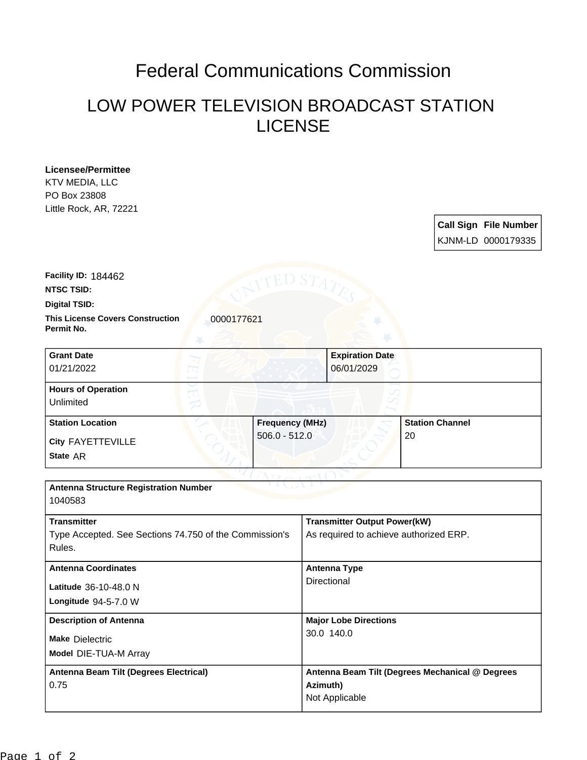# Federal Communications Commission

## LOW POWER TELEVISION BROADCAST STATION LICENSE

**Licensee/Permittee**
KTV MEDIA, LLC
PO Box 23808
Little Rock, AR, 72221

| Call Sign | File Number |
| --- | --- |
| KJNM-LD | 0000179335 |

**Facility ID:** 184462

**NTSC TSID:**

**Digital TSID:**

**This License Covers Construction Permit No.** 0000177621

| Grant Date | Expiration Date |
| --- | --- |
| 01/21/2022 | 06/01/2029 |

| Hours of Operation |
| --- |
| Unlimited |

| Station Location | Frequency (MHz) | Station Channel |
| --- | --- | --- |
| **City** FAYETTEVILLE<br>**State** AR | 506.0 - 512.0 | 20 |

| Antenna Structure Registration Number |
| --- |
| 1040583 |

| Transmitter | Transmitter Output Power(kW) |
| --- | --- |
| Type Accepted. See Sections 74.750 of the Commission's Rules. | As required to achieve authorized ERP. |

| Antenna Coordinates | Antenna Type |
| --- | --- |
| **Latitude** 36-10-48.0 N<br>**Longitude** 94-5-7.0 W | Directional |

| Description of Antenna | Major Lobe Directions |
| --- | --- |
| **Make** Dielectric<br>**Model** DIE-TUA-M Array | 30.0 140.0 |

| Antenna Beam Tilt (Degrees Electrical) | Antenna Beam Tilt (Degrees Mechanical @ Degrees Azimuth) |
| --- | --- |
| 0.75 | Not Applicable |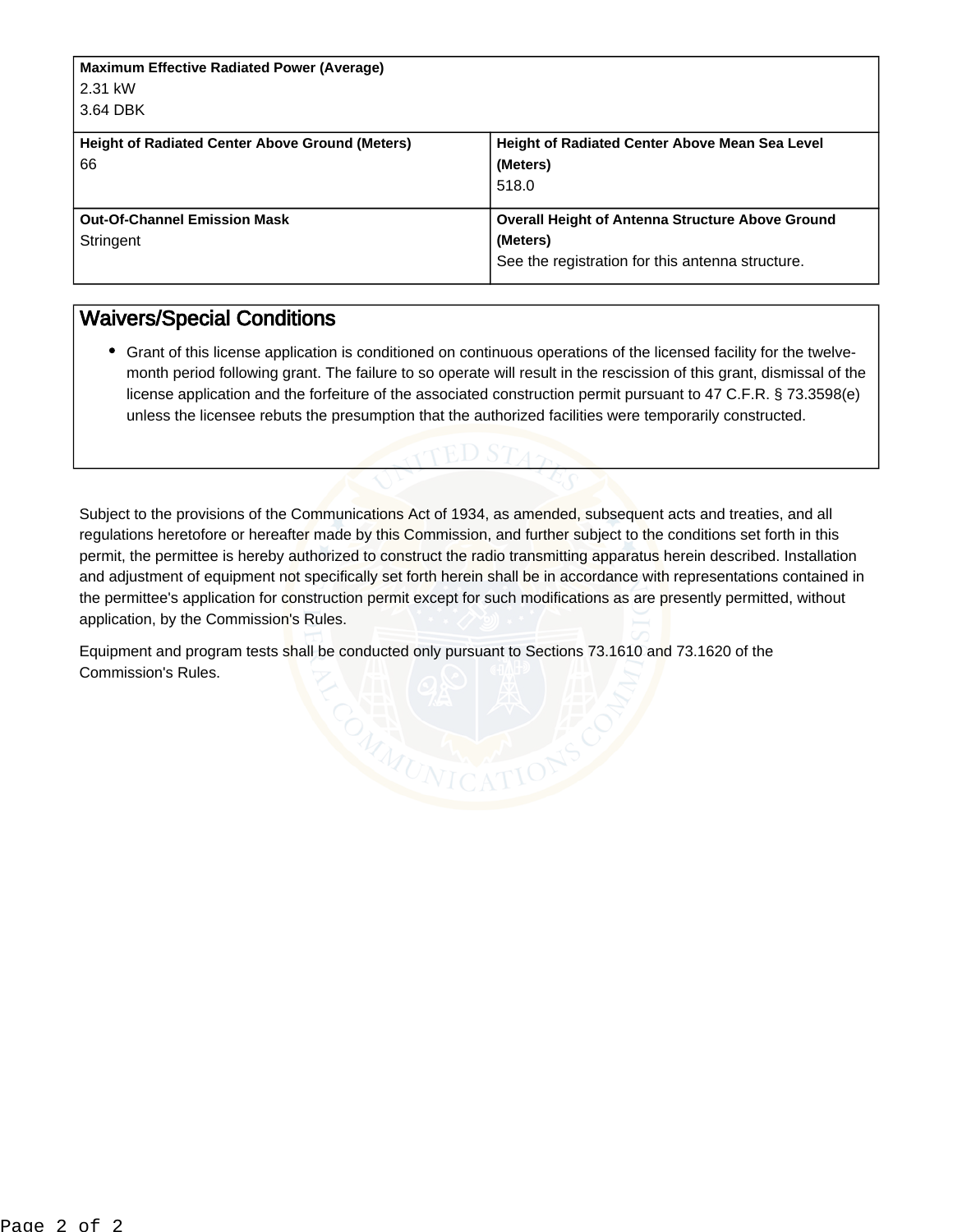| | |
|---|---|
| **Maximum Effective Radiated Power (Average)**<br>2.31 kW<br>3.64 DBK | |
| **Height of Radiated Center Above Ground (Meters)**<br>66 | **Height of Radiated Center Above Mean Sea Level (Meters)**<br>518.0 |
| **Out-Of-Channel Emission Mask**<br>Stringent | **Overall Height of Antenna Structure Above Ground (Meters)**<br>See the registration for this antenna structure. |

## Waivers/Special Conditions

- Grant of this license application is conditioned on continuous operations of the licensed facility for the twelve-month period following grant. The failure to so operate will result in the rescission of this grant, dismissal of the license application and the forfeiture of the associated construction permit pursuant to 47 C.F.R. § 73.3598(e) unless the licensee rebuts the presumption that the authorized facilities were temporarily constructed.

Subject to the provisions of the Communications Act of 1934, as amended, subsequent acts and treaties, and all regulations heretofore or hereafter made by this Commission, and further subject to the conditions set forth in this permit, the permittee is hereby authorized to construct the radio transmitting apparatus herein described. Installation and adjustment of equipment not specifically set forth herein shall be in accordance with representations contained in the permittee's application for construction permit except for such modifications as are presently permitted, without application, by the Commission's Rules.

Equipment and program tests shall be conducted only pursuant to Sections 73.1610 and 73.1620 of the Commission's Rules.